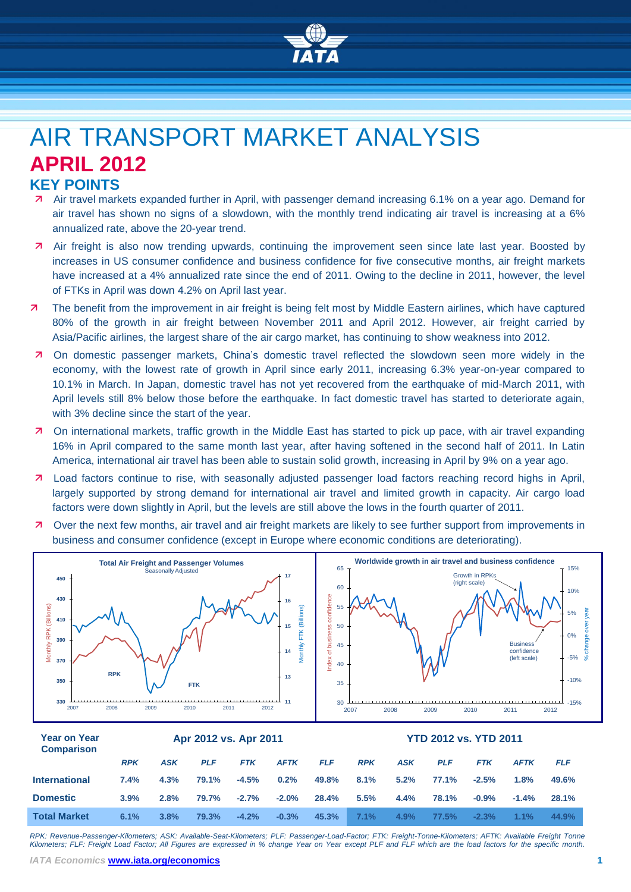# AIR TRANSPORT MARKET ANALYSIS

## APRIL 2012

### KEY POINTS

- Air travel markets expanded further in April, with passenger demand increasing 6.1% on a year ago. Demand for air travel has shown no signs of a slowdown, with the monthly trend indicating air travel is increasing at a 6% annualized rate, above the 20-year trend.
- Air freight is also now trending upwards, continuing the improvement seen since late last year. Boosted by increases in US consumer confidence and business confidence for five consecutive months, air freight markets have increased at a 4% annualized rate since the end of 2011. Owing to the decline in 2011, however, the level of FTKs in April was down 4.2% on April last year.
- The benefit from the improvement in air freight is being felt most by Middle Eastern airlines, which have captured 80% of the growth in air freight between November 2011 and April 2012. However, air freight carried by Asia/Pacific airlines, the largest share of the air cargo market, has continuing to show weakness into 2012.
- On domestic passenger markets, China's domestic travel reflected the slowdown seen more widely in the economy, with the lowest rate of growth in April since early 2011, increasing 6.3% year-on-year compared to 10.1% in March. In Japan, domestic travel has not yet recovered from the earthquake of mid-March 2011, with April levels still 8% below those before the earthquake. In fact domestic travel has started to deteriorate again, with 3% decline since the start of the year.
- On international markets, traffic growth in the Middle East has started to pick up pace, with air travel expanding 16% in April compared to the same month last year, after having softened in the second half of 2011. In Latin America, international air travel has been able to sustain solid growth, increasing in April by 9% on a year ago.
- Load factors continue to rise, with seasonally adjusted passenger load factors reaching record highs in April, largely supported by strong demand for international air travel and limited growth in capacity. Air cargo load factors were down slightly in April, but the levels are still above the lows in the fourth quarter of 2011.
- Over the next few months, air travel and air freight markets are likely to see further support from improvements in business and consumer confidence (except in Europe where economic conditions are deteriorating).

| Year on Year Comparison | Apr 2012 vs. Apr 2011 | | | | | | YTD 2012 vs. YTD 2011 | | | | | |
|---|---|---|---|---|---|---|---|---|---|---|---|---|
| | *RPK* | *ASK* | *PLF* | *FTK* | *AFTK* | *FLF* | *RPK* | *ASK* | *PLF* | *FTK* | *AFTK* | *FLF* |
| **International** | 7.4% | 4.3% | 79.1% | -4.5% | 0.2% | 49.8% | 8.1% | 5.2% | 77.1% | -2.5% | 1.8% | 49.6% |
| **Domestic** | 3.9% | 2.8% | 79.7% | -2.7% | -2.0% | 28.4% | 5.5% | 4.4% | 78.1% | -0.9% | -1.4% | 28.1% |
| **Total Market** | 6.1% | 3.8% | 79.3% | -4.2% | -0.3% | 45.3% | 7.1% | 4.9% | 77.5% | -2.3% | 1.1% | 44.9% |

*RPK: Revenue-Passenger-Kilometers; ASK: Available-Seat-Kilometers; PLF: Passenger-Load-Factor; FTK: Freight-Tonne-Kilometers; AFTK: Available Freight Tonne Kilometers; FLF: Freight Load Factor; All Figures are expressed in % change Year on Year except PLF and FLF which are the load factors for the specific month.*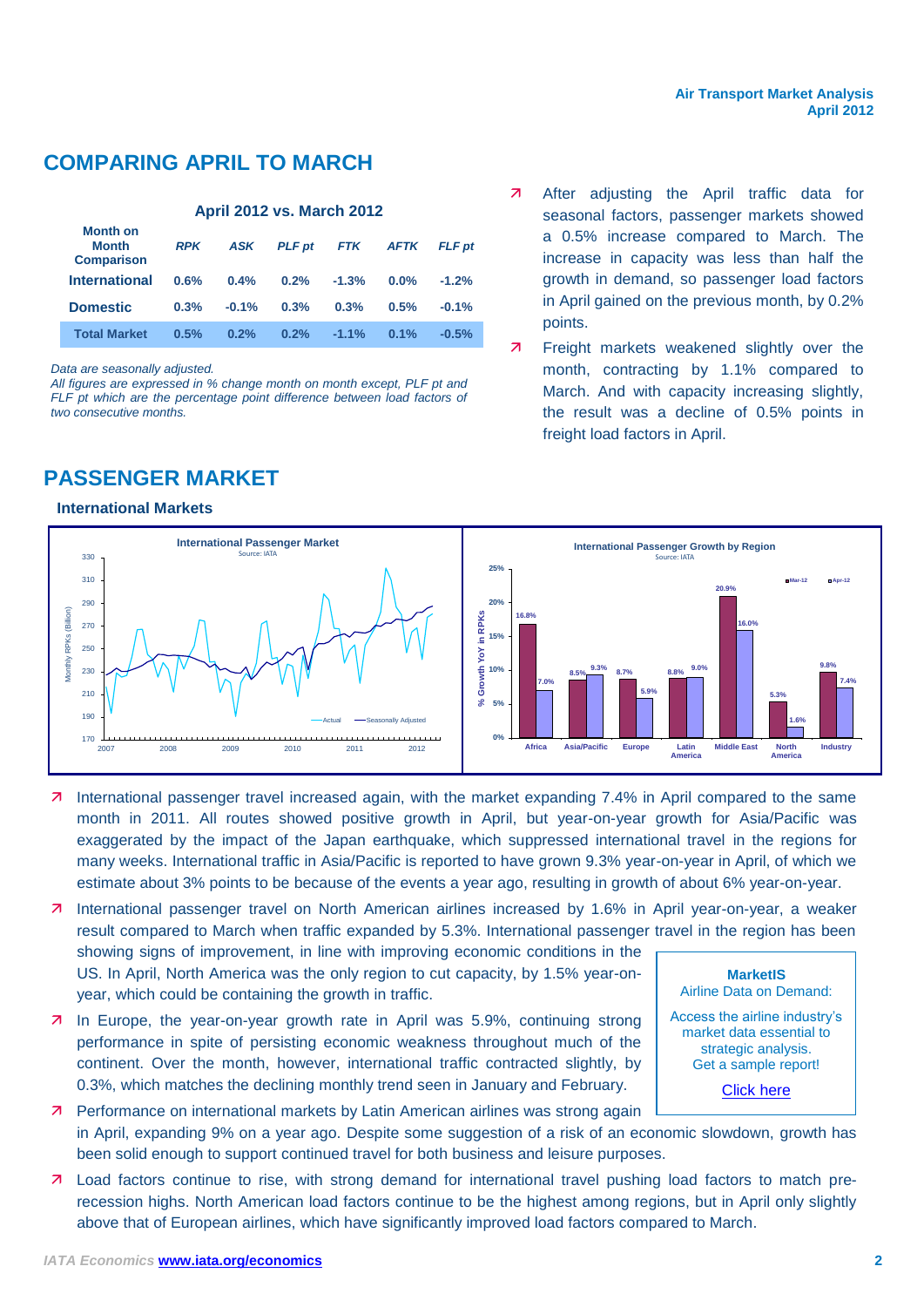## COMPARING APRIL TO MARCH

**April 2012 vs. March 2012**

| Month on Month Comparison | *RPK* | *ASK* | *PLF pt* | *FTK* | *AFTK* | *FLF pt* |
|---|---|---|---|---|---|---|
| **International** | 0.6% | 0.4% | 0.2% | -1.3% | 0.0% | -1.2% |
| **Domestic** | 0.3% | -0.1% | 0.3% | 0.3% | 0.5% | -0.1% |
| **Total Market** | 0.5% | 0.2% | 0.2% | -1.1% | 0.1% | -0.5% |

*Data are seasonally adjusted.*

*All figures are expressed in % change month on month except, PLF pt and FLF pt which are the percentage point difference between load factors of two consecutive months.*

- After adjusting the April traffic data for seasonal factors, passenger markets showed a 0.5% increase compared to March. The increase in capacity was less than half the growth in demand, so passenger load factors in April gained on the previous month, by 0.2% points.
- Freight markets weakened slightly over the month, contracting by 1.1% compared to March. And with capacity increasing slightly, the result was a decline of 0.5% points in freight load factors in April.

## PASSENGER MARKET

### International Markets

- International passenger travel increased again, with the market expanding 7.4% in April compared to the same month in 2011. All routes showed positive growth in April, but year-on-year growth for Asia/Pacific was exaggerated by the impact of the Japan earthquake, which suppressed international travel in the regions for many weeks. International traffic in Asia/Pacific is reported to have grown 9.3% year-on-year in April, of which we estimate about 3% points to be because of the events a year ago, resulting in growth of about 6% year-on-year.
- International passenger travel on North American airlines increased by 1.6% in April year-on-year, a weaker result compared to March when traffic expanded by 5.3%. International passenger travel in the region has been showing signs of improvement, in line with improving economic conditions in the US. In April, North America was the only region to cut capacity, by 1.5% year-on-year, which could be containing the growth in traffic.
- In Europe, the year-on-year growth rate in April was 5.9%, continuing strong performance in spite of persisting economic weakness throughout much of the continent. Over the month, however, international traffic contracted slightly, by 0.3%, which matches the declining monthly trend seen in January and February.
- Performance on international markets by Latin American airlines was strong again in April, expanding 9% on a year ago. Despite some suggestion of a risk of an economic slowdown, growth has been solid enough to support continued travel for both business and leisure purposes.
- Load factors continue to rise, with strong demand for international travel pushing load factors to match pre-recession highs. North American load factors continue to be the highest among regions, but in April only slightly above that of European airlines, which have significantly improved load factors compared to March.

**MarketIS**
Airline Data on Demand:

Access the airline industry's market data essential to strategic analysis.
Get a sample report!

Click here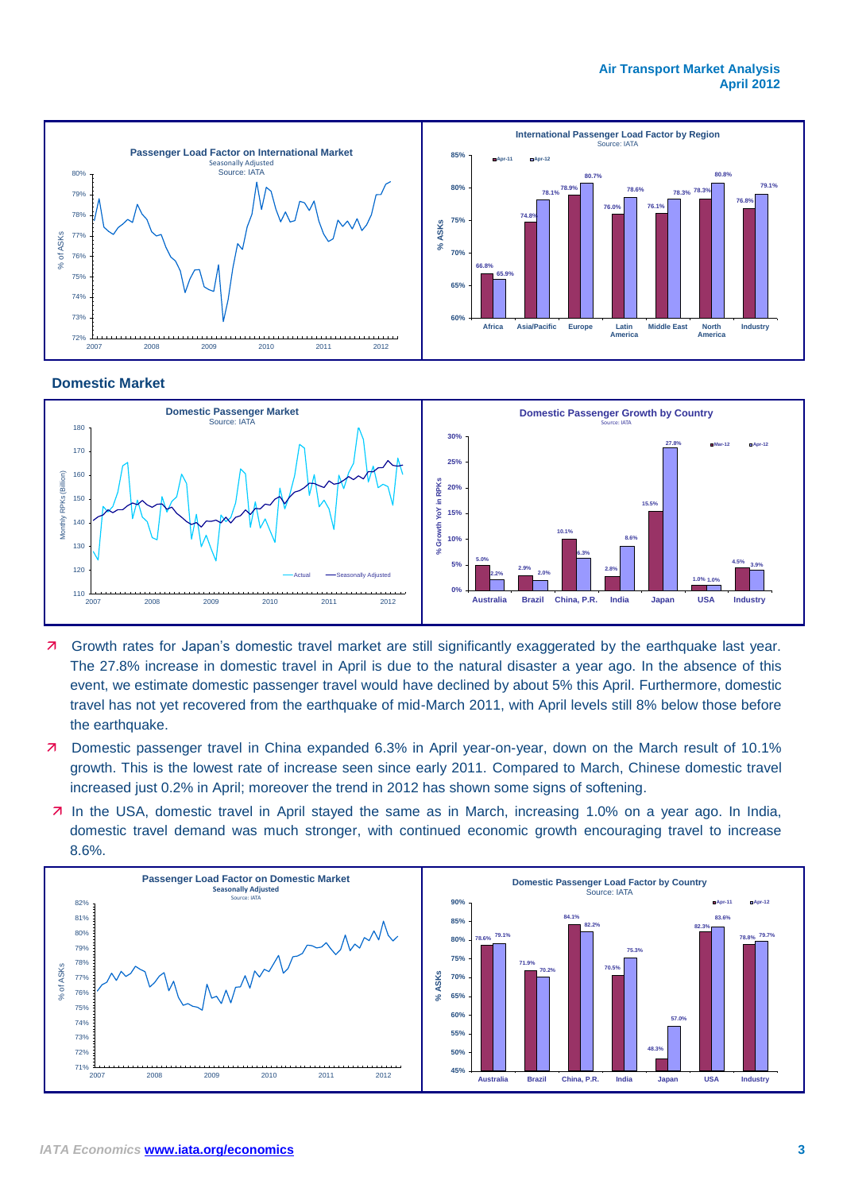## Domestic Market

- Growth rates for Japan's domestic travel market are still significantly exaggerated by the earthquake last year. The 27.8% increase in domestic travel in April is due to the natural disaster a year ago. In the absence of this event, we estimate domestic passenger travel would have declined by about 5% this April. Furthermore, domestic travel has not yet recovered from the earthquake of mid-March 2011, with April levels still 8% below those before the earthquake.
- Domestic passenger travel in China expanded 6.3% in April year-on-year, down on the March result of 10.1% growth. This is the lowest rate of increase seen since early 2011. Compared to March, Chinese domestic travel increased just 0.2% in April; moreover the trend in 2012 has shown some signs of softening.
- In the USA, domestic travel in April stayed the same as in March, increasing 1.0% on a year ago. In India, domestic travel demand was much stronger, with continued economic growth encouraging travel to increase 8.6%.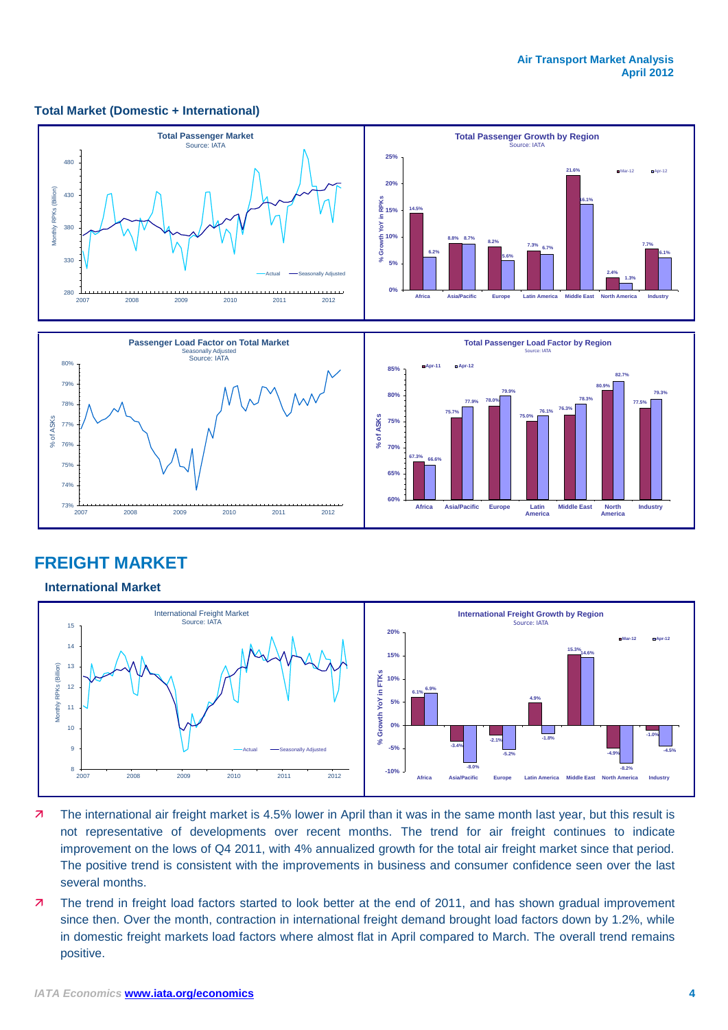## Total Market (Domestic + International)

**Total Passenger Market**
Source: IATA

**Total Passenger Growth by Region**
Source: IATA

| Region | Mar-12 | Apr-12 |
|---|---|---|
| Africa | 14.5% | 6.2% |
| Asia/Pacific | 8.8% | 8.7% |
| Europe | 8.2% | 5.6% |
| Latin America | 7.3% | 6.7% |
| Middle East | 21.6% | 16.1% |
| North America | 2.4% | 1.3% |
| Industry | 7.7% | 6.1% |

**Passenger Load Factor on Total Market**
Seasonally Adjusted
Source: IATA

**Total Passenger Load Factor by Region**
Source: IATA

| Region | Apr-11 | Apr-12 |
|---|---|---|
| Africa | 67.3% | 66.6% |
| Asia/Pacific | 75.7% | 77.9% |
| Europe | 78.0% | 79.9% |
| Latin America | 75.0% | 76.1% |
| Middle East | 76.3% | 78.3% |
| North America | 80.9% | 82.7% |
| Industry | 77.5% | 79.3% |

# FREIGHT MARKET

### International Market

**International Freight Market**
Source: IATA

**International Freight Growth by Region**
Source: IATA

| Region | Mar-12 | Apr-12 |
|---|---|---|
| Africa | 6.1% | 6.9% |
| Asia/Pacific | -3.4% | -8.0% |
| Europe | -2.1% | -5.2% |
| Latin America | 4.9% | -1.8% |
| Middle East | 15.3% | 14.6% |
| North America | -4.9% | -8.2% |
| Industry | -1.0% | -4.5% |

- The international air freight market is 4.5% lower in April than it was in the same month last year, but this result is not representative of developments over recent months. The trend for air freight continues to indicate improvement on the lows of Q4 2011, with 4% annualized growth for the total air freight market since that period. The positive trend is consistent with the improvements in business and consumer confidence seen over the last several months.
- The trend in freight load factors started to look better at the end of 2011, and has shown gradual improvement since then. Over the month, contraction in international freight demand brought load factors down by 1.2%, while in domestic freight markets load factors where almost flat in April compared to March. The overall trend remains positive.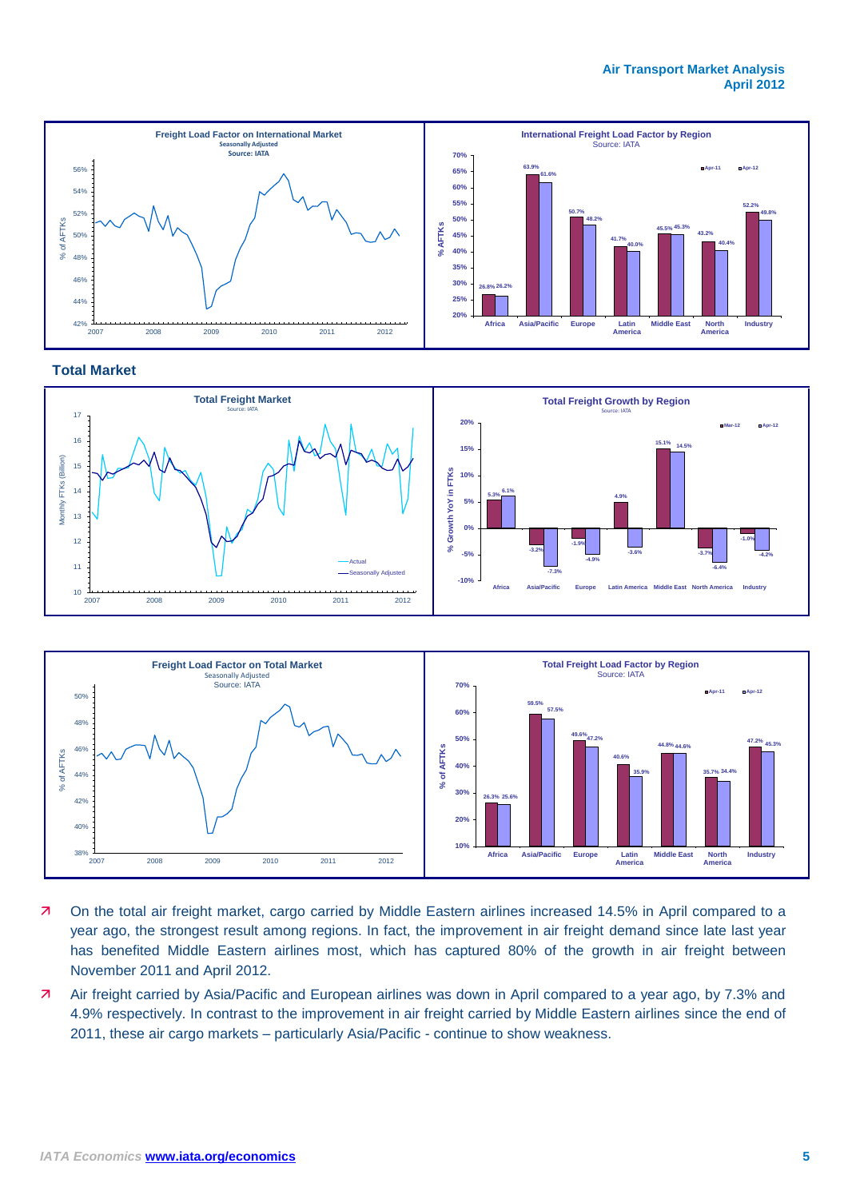## Total Market

- On the total air freight market, cargo carried by Middle Eastern airlines increased 14.5% in April compared to a year ago, the strongest result among regions. In fact, the improvement in air freight demand since late last year has benefited Middle Eastern airlines most, which has captured 80% of the growth in air freight between November 2011 and April 2012.
- Air freight carried by Asia/Pacific and European airlines was down in April compared to a year ago, by 7.3% and 4.9% respectively. In contrast to the improvement in air freight carried by Middle Eastern airlines since the end of 2011, these air cargo markets – particularly Asia/Pacific - continue to show weakness.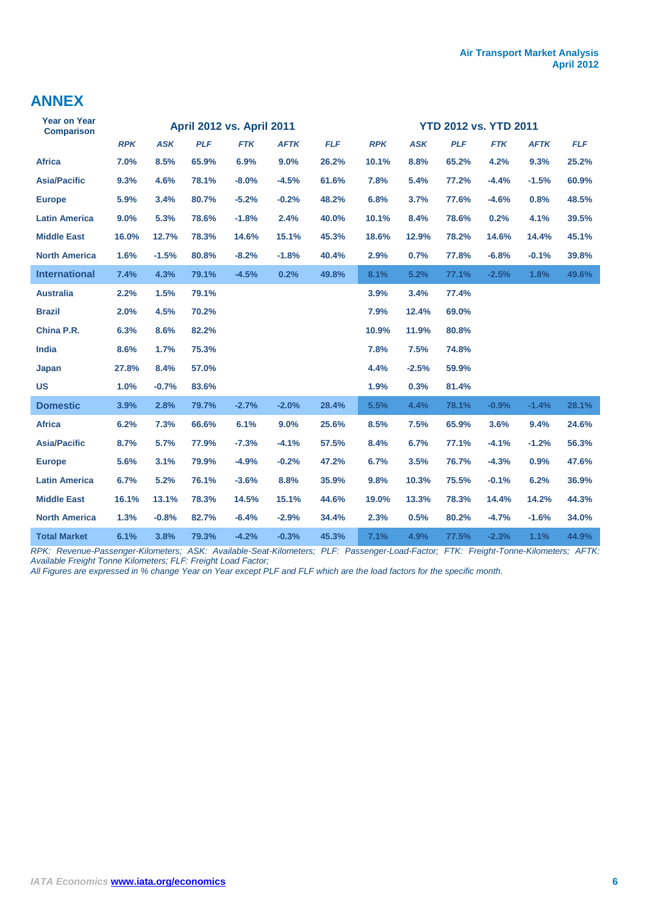## ANNEX

| Year on Year Comparison | April 2012 vs. April 2011 | | | | | | YTD 2012 vs. YTD 2011 | | | | | |
|---|---|---|---|---|---|---|---|---|---|---|---|---|
| | *RPK* | *ASK* | *PLF* | *FTK* | *AFTK* | *FLF* | *RPK* | *ASK* | *PLF* | *FTK* | *AFTK* | *FLF* |
| **Africa** | 7.0% | 8.5% | 65.9% | 6.9% | 9.0% | 26.2% | 10.1% | 8.8% | 65.2% | 4.2% | 9.3% | 25.2% |
| **Asia/Pacific** | 9.3% | 4.6% | 78.1% | -8.0% | -4.5% | 61.6% | 7.8% | 5.4% | 77.2% | -4.4% | -1.5% | 60.9% |
| **Europe** | 5.9% | 3.4% | 80.7% | -5.2% | -0.2% | 48.2% | 6.8% | 3.7% | 77.6% | -4.6% | 0.8% | 48.5% |
| **Latin America** | 9.0% | 5.3% | 78.6% | -1.8% | 2.4% | 40.0% | 10.1% | 8.4% | 78.6% | 0.2% | 4.1% | 39.5% |
| **Middle East** | 16.0% | 12.7% | 78.3% | 14.6% | 15.1% | 45.3% | 18.6% | 12.9% | 78.2% | 14.6% | 14.4% | 45.1% |
| **North America** | 1.6% | -1.5% | 80.8% | -8.2% | -1.8% | 40.4% | 2.9% | 0.7% | 77.8% | -6.8% | -0.1% | 39.8% |
| **International** | 7.4% | 4.3% | 79.1% | -4.5% | 0.2% | 49.8% | 8.1% | 5.2% | 77.1% | -2.5% | 1.8% | 49.6% |
| **Australia** | 2.2% | 1.5% | 79.1% | | | | 3.9% | 3.4% | 77.4% | | | |
| **Brazil** | 2.0% | 4.5% | 70.2% | | | | 7.9% | 12.4% | 69.0% | | | |
| **China P.R.** | 6.3% | 8.6% | 82.2% | | | | 10.9% | 11.9% | 80.8% | | | |
| **India** | 8.6% | 1.7% | 75.3% | | | | 7.8% | 7.5% | 74.8% | | | |
| **Japan** | 27.8% | 8.4% | 57.0% | | | | 4.4% | -2.5% | 59.9% | | | |
| **US** | 1.0% | -0.7% | 83.6% | | | | 1.9% | 0.3% | 81.4% | | | |
| **Domestic** | 3.9% | 2.8% | 79.7% | -2.7% | -2.0% | 28.4% | 5.5% | 4.4% | 78.1% | -0.9% | -1.4% | 28.1% |
| **Africa** | 6.2% | 7.3% | 66.6% | 6.1% | 9.0% | 25.6% | 8.5% | 7.5% | 65.9% | 3.6% | 9.4% | 24.6% |
| **Asia/Pacific** | 8.7% | 5.7% | 77.9% | -7.3% | -4.1% | 57.5% | 8.4% | 6.7% | 77.1% | -4.1% | -1.2% | 56.3% |
| **Europe** | 5.6% | 3.1% | 79.9% | -4.9% | -0.2% | 47.2% | 6.7% | 3.5% | 76.7% | -4.3% | 0.9% | 47.6% |
| **Latin America** | 6.7% | 5.2% | 76.1% | -3.6% | 8.8% | 35.9% | 9.8% | 10.3% | 75.5% | -0.1% | 6.2% | 36.9% |
| **Middle East** | 16.1% | 13.1% | 78.3% | 14.5% | 15.1% | 44.6% | 19.0% | 13.3% | 78.3% | 14.4% | 14.2% | 44.3% |
| **North America** | 1.3% | -0.8% | 82.7% | -6.4% | -2.9% | 34.4% | 2.3% | 0.5% | 80.2% | -4.7% | -1.6% | 34.0% |
| **Total Market** | 6.1% | 3.8% | 79.3% | -4.2% | -0.3% | 45.3% | 7.1% | 4.9% | 77.5% | -2.3% | 1.1% | 44.9% |

*RPK: Revenue-Passenger-Kilometers; ASK: Available-Seat-Kilometers; PLF: Passenger-Load-Factor; FTK: Freight-Tonne-Kilometers; AFTK: Available Freight Tonne Kilometers; FLF: Freight Load Factor;*
*All Figures are expressed in % change Year on Year except PLF and FLF which are the load factors for the specific month.*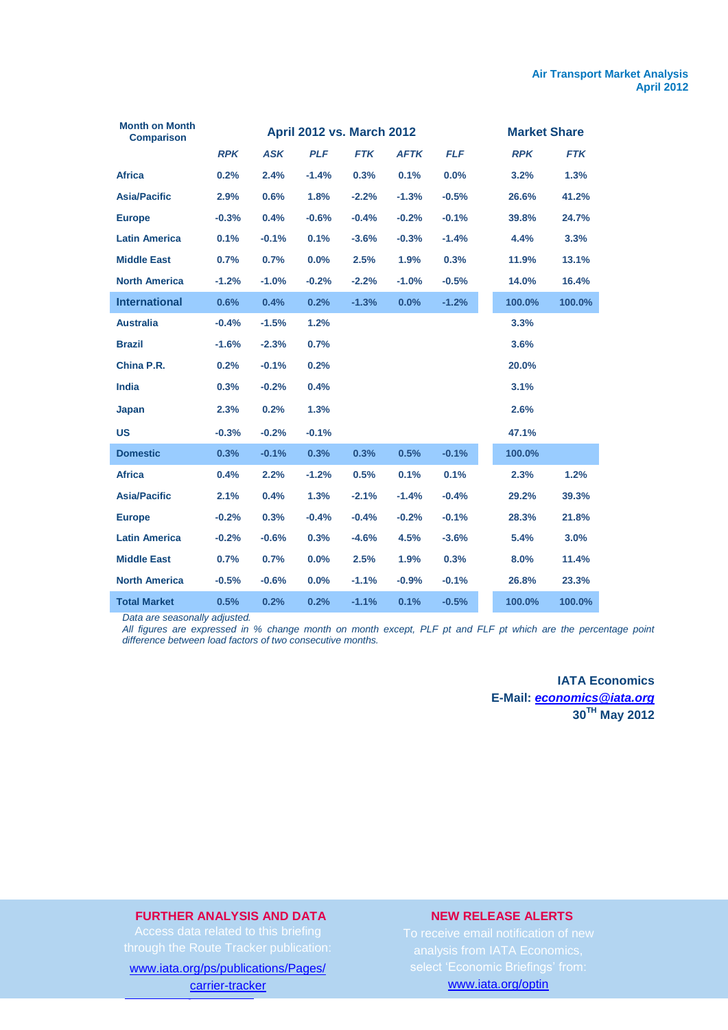| Month on Month Comparison | April 2012 vs. March 2012 | | | | | | Market Share | |
|---|---|---|---|---|---|---|---|---|
| | *RPK* | *ASK* | *PLF* | *FTK* | *AFTK* | *FLF* | *RPK* | *FTK* |
| **Africa** | 0.2% | 2.4% | -1.4% | 0.3% | 0.1% | 0.0% | 3.2% | 1.3% |
| **Asia/Pacific** | 2.9% | 0.6% | 1.8% | -2.2% | -1.3% | -0.5% | 26.6% | 41.2% |
| **Europe** | -0.3% | 0.4% | -0.6% | -0.4% | -0.2% | -0.1% | 39.8% | 24.7% |
| **Latin America** | 0.1% | -0.1% | 0.1% | -3.6% | -0.3% | -1.4% | 4.4% | 3.3% |
| **Middle East** | 0.7% | 0.7% | 0.0% | 2.5% | 1.9% | 0.3% | 11.9% | 13.1% |
| **North America** | -1.2% | -1.0% | -0.2% | -2.2% | -1.0% | -0.5% | 14.0% | 16.4% |
| **International** | 0.6% | 0.4% | 0.2% | -1.3% | 0.0% | -1.2% | 100.0% | 100.0% |
| **Australia** | -0.4% | -1.5% | 1.2% | | | | 3.3% | |
| **Brazil** | -1.6% | -2.3% | 0.7% | | | | 3.6% | |
| **China P.R.** | 0.2% | -0.1% | 0.2% | | | | 20.0% | |
| **India** | 0.3% | -0.2% | 0.4% | | | | 3.1% | |
| **Japan** | 2.3% | 0.2% | 1.3% | | | | 2.6% | |
| **US** | -0.3% | -0.2% | -0.1% | | | | 47.1% | |
| **Domestic** | 0.3% | -0.1% | 0.3% | 0.3% | 0.5% | -0.1% | 100.0% | |
| **Africa** | 0.4% | 2.2% | -1.2% | 0.5% | 0.1% | 0.1% | 2.3% | 1.2% |
| **Asia/Pacific** | 2.1% | 0.4% | 1.3% | -2.1% | -1.4% | -0.4% | 29.2% | 39.3% |
| **Europe** | -0.2% | 0.3% | -0.4% | -0.4% | -0.2% | -0.1% | 28.3% | 21.8% |
| **Latin America** | -0.2% | -0.6% | 0.3% | -4.6% | 4.5% | -3.6% | 5.4% | 3.0% |
| **Middle East** | 0.7% | 0.7% | 0.0% | 2.5% | 1.9% | 0.3% | 8.0% | 11.4% |
| **North America** | -0.5% | -0.6% | 0.0% | -1.1% | -0.9% | -0.1% | 26.8% | 23.3% |
| **Total Market** | 0.5% | 0.2% | 0.2% | -1.1% | 0.1% | -0.5% | 100.0% | 100.0% |

*Data are seasonally adjusted.*

*All figures are expressed in % change month on month except, PLF pt and FLF pt which are the percentage point difference between load factors of two consecutive months.*

**IATA Economics**
**E-Mail: *economics@iata.org***
**30TH May 2012**

**FURTHER ANALYSIS AND DATA**

Access data related to this briefing through the Route Tracker publication:

www.iata.org/ps/publications/Pages/carrier-tracker

**NEW RELEASE ALERTS**

To receive email notification of new analysis from IATA Economics, select 'Economic Briefings' from:

www.iata.org/optin